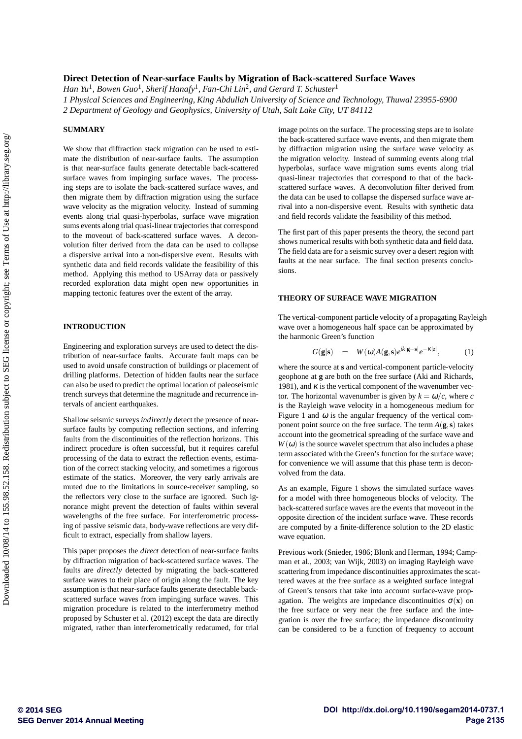# Direct Detection of Near-surface Faults by Migration of Back-scattered Surface Waves

*Han Yu*[1], *Bowen Guo*[1], *Sherif Hanafy*[1], *Fan-Chi Lin*[2], *and Gerard T. Schuster*[1]

*1 Physical Sciences and Engineering, King Abdullah University of Science and Technology, Thuwal 23955-6900*

*2 Department of Geology and Geophysics, University of Utah, Salt Lake City, UT 84112*

## SUMMARY

We show that diffraction stack migration can be used to estimate the distribution of near-surface faults. The assumption is that near-surface faults generate detectable back-scattered surface waves from impinging surface waves. The processing steps are to isolate the back-scattered surface waves, and then migrate them by diffraction migration using the surface wave velocity as the migration velocity. Instead of summing events along trial quasi-hyperbolas, surface wave migration sums events along trial quasi-linear trajectories that correspond to the moveout of back-scattered surface waves. A deconvolution filter derived from the data can be used to collapse a dispersive arrival into a non-dispersive event. Results with synthetic data and field records validate the feasibility of this method. Applying this method to USArray data or passively recorded exploration data might open new opportunities in mapping tectonic features over the extent of the array.

## INTRODUCTION

Engineering and exploration surveys are used to detect the distribution of near-surface faults. Accurate fault maps can be used to avoid unsafe construction of buildings or placement of drilling platforms. Detection of hidden faults near the surface can also be used to predict the optimal location of paleoseismic trench surveys that determine the magnitude and recurrence intervals of ancient earthquakes.

Shallow seismic surveys *indirectly* detect the presence of near-surface faults by computing reflection sections, and inferring faults from the discontinuities of the reflection horizons. This indirect procedure is often successful, but it requires careful processing of the data to extract the reflection events, estimation of the correct stacking velocity, and sometimes a rigorous estimate of the statics. Moreover, the very early arrivals are muted due to the limitations in source-receiver sampling, so the reflectors very close to the surface are ignored. Such ignorance might prevent the detection of faults within several wavelengths of the free surface. For interferometric processing of passive seismic data, body-wave reflections are very difficult to extract, especially from shallow layers.

This paper proposes the *direct* detection of near-surface faults by diffraction migration of back-scattered surface waves. The faults are *directly* detected by migrating the back-scattered surface waves to their place of origin along the fault. The key assumption is that near-surface faults generate detectable back-scattered surface waves from impinging surface waves. This migration procedure is related to the interferometry method proposed by Schuster et al. (2012) except the data are directly migrated, rather than interferometrically redatumed, for trial image points on the surface. The processing steps are to isolate the back-scattered surface wave events, and then migrate them by diffraction migration using the surface wave velocity as the migration velocity. Instead of summing events along trial hyperbolas, surface wave migration sums events along trial quasi-linear trajectories that correspond to that of the back-scattered surface waves. A deconvolution filter derived from the data can be used to collapse the dispersed surface wave arrival into a non-dispersive event. Results with synthetic data and field records validate the feasibility of this method.

The first part of this paper presents the theory, the second part shows numerical results with both synthetic data and field data. The field data are for a seismic survey over a desert region with faults at the near surface. The final section presents conclusions.

## THEORY OF SURFACE WAVE MIGRATION

The vertical-component particle velocity of a propagating Rayleigh wave over a homogeneous half space can be approximated by the harmonic Green's function

$$G(\mathbf{g}|\mathbf{s}) \quad = \quad W(\omega)A(\mathbf{g},\mathbf{s})e^{ik|\mathbf{g}-\mathbf{s}|}e^{-\kappa|z|}, \tag{1}$$

where the source at $\mathbf{s}$ and vertical-component particle-velocity geophone at $\mathbf{g}$ are both on the free surface (Aki and Richards, 1981), and $\kappa$ is the vertical component of the wavenumber vector. The horizontal wavenumber is given by $k = \omega/c$, where $c$ is the Rayleigh wave velocity in a homogeneous medium for Figure 1 and $\omega$ is the angular frequency of the vertical component point source on the free surface. The term $A(\mathbf{g},\mathbf{s})$ takes account into the geometrical spreading of the surface wave and $W(\omega)$ is the source wavelet spectrum that also includes a phase term associated with the Green's function for the surface wave; for convenience we will assume that this phase term is deconvolved from the data.

As an example, Figure 1 shows the simulated surface waves for a model with three homogeneous blocks of velocity. The back-scattered surface waves are the events that moveout in the opposite direction of the incident surface wave. These records are computed by a finite-difference solution to the 2D elastic wave equation.

Previous work (Snieder, 1986; Blonk and Herman, 1994; Campman et al., 2003; van Wijk, 2003) on imaging Rayleigh wave scattering from impedance discontinuities approximates the scattered waves at the free surface as a weighted surface integral of Green's tensors that take into account surface-wave propagation. The weights are impedance discontinuities $\sigma(\mathbf{x})$ on the free surface or very near the free surface and the integration is over the free surface; the impedance discontinuity can be considered to be a function of frequency to account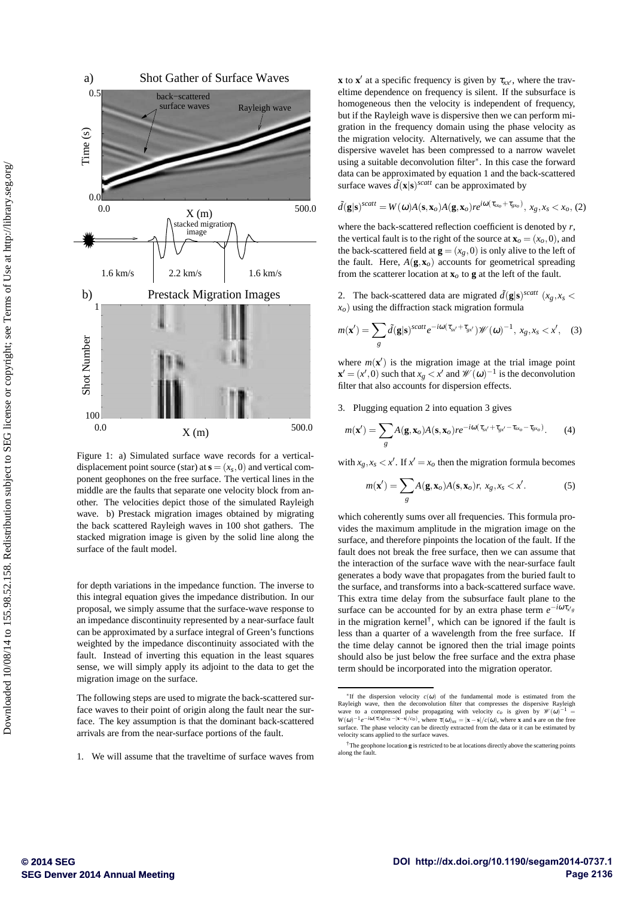Figure 1: a) Simulated surface wave records for a vertical-displacement point source (star) at $\mathbf{s} = (x_s, 0)$ and vertical component geophones on the free surface. The vertical lines in the middle are the faults that separate one velocity block from another. The velocities depict those of the simulated Rayleigh wave. b) Prestack migration images obtained by migrating the back scattered Rayleigh waves in 100 shot gathers. The stacked migration image is given by the solid line along the surface of the fault model.

for depth variations in the impedance function. The inverse to this integral equation gives the impedance distribution. In our proposal, we simply assume that the surface-wave response to an impedance discontinuity represented by a near-surface fault can be approximated by a surface integral of Green's functions weighted by the impedance discontinuity associated with the fault. Instead of inverting this equation in the least squares sense, we will simply apply its adjoint to the data to get the migration image on the surface.

The following steps are used to migrate the back-scattered surface waves to their point of origin along the fault near the surface. The key assumption is that the dominant back-scattered arrivals are from the near-surface portions of the fault.

1. We will assume that the traveltime of surface waves from $\mathbf{x}$ to $\mathbf{x}'$ at a specific frequency is given by $\tau_{xx'}$, where the traveltime dependence on frequency is silent. If the subsurface is homogeneous then the velocity is independent of frequency, but if the Rayleigh wave is dispersive then we can perform migration in the frequency domain using the phase velocity as the migration velocity. Alternatively, we can assume that the dispersive wavelet has been compressed to a narrow wavelet using a suitable deconvolution filter*. In this case the forward data can be approximated by equation 1 and the back-scattered surface waves $\tilde{d}(\mathbf{x}|\mathbf{s})^{scatt}$ can be approximated by

$$\tilde{d}(\mathbf{g}|\mathbf{s})^{scatt} = W(\omega)A(\mathbf{s},\mathbf{x}_o)A(\mathbf{g},\mathbf{x}_o)re^{i\omega(\tau_{sx_o}+\tau_{gx_o})},\ x_g, x_s < x_o, \quad (2)$$

where the back-scattered reflection coefficient is denoted by $r$, the vertical fault is to the right of the source at $\mathbf{x}_o = (x_o, 0)$, and the back-scattered field at $\mathbf{g} = (x_g, 0)$ is only alive to the left of the fault. Here, $A(\mathbf{g},\mathbf{x}_o)$ accounts for geometrical spreading from the scatterer location at $\mathbf{x}_o$ to $\mathbf{g}$ at the left of the fault.

2. The back-scattered data are migrated $\tilde{d}(\mathbf{g}|\mathbf{s})^{scatt}$ $(x_g, x_s < x_o)$ using the diffraction stack migration formula

$$m(\mathbf{x}') = \sum_g \tilde{d}(\mathbf{g}|\mathbf{s})^{scatt} e^{-i\omega(\tau_{sx'}+\tau_{gx'})}\mathscr{W}(\omega)^{-1},\ x_g, x_s < x', \quad (3)$$

where $m(\mathbf{x}')$ is the migration image at the trial image point $\mathbf{x}' = (x', 0)$ such that $x_g < x'$ and $\mathscr{W}(\omega)^{-1}$ is the deconvolution filter that also accounts for dispersion effects.

3. Plugging equation 2 into equation 3 gives

$$m(\mathbf{x}') = \sum_g A(\mathbf{g},\mathbf{x}_o)A(\mathbf{s},\mathbf{x}_o)re^{-i\omega(\tau_{sx'}+\tau_{gx'}-\tau_{sx_o}-\tau_{gx_o})}. \quad (4)$$

with $x_g, x_s < x'$. If $x' = x_o$ then the migration formula becomes

$$m(\mathbf{x}') = \sum_g A(\mathbf{g},\mathbf{x}_o)A(\mathbf{s},\mathbf{x}_o)r,\ x_g, x_s < x'. \quad (5)$$

which coherently sums over all frequencies. This formula provides the maximum amplitude in the migration image on the surface, and therefore pinpoints the location of the fault. If the fault does not break the free surface, then we can assume that the interaction of the surface wave with the near-surface fault generates a body wave that propagates from the buried fault to the surface, and transforms into a back-scattered surface wave. This extra time delay from the subsurface fault plane to the surface can be accounted for by an extra phase term $e^{-i\omega\tau_{x'g}}$ in the migration kernel†, which can be ignored if the fault is less than a quarter of a wavelength from the free surface. If the time delay cannot be ignored then the trial image points should also be just below the free surface and the extra phase term should be incorporated into the migration operator.

---

*If the dispersion velocity $c(\omega)$ of the fundamental mode is estimated from the Rayleigh wave, then the deconvolution filter that compresses the dispersive Rayleigh wave to a compressed pulse propagating with velocity $c_o$ is given by $\mathscr{W}(\omega)^{-1} = W(\omega)^{-1}e^{-i\omega(\tau(\omega)_{xs}-|\mathbf{x}-\mathbf{s}|/c_0)}$, where $\tau(\omega)_{xs} = |\mathbf{x}-\mathbf{s}|/c(\omega)$, where $\mathbf{x}$ and $\mathbf{s}$ are on the free surface. The phase velocity can be directly extracted from the data or it can be estimated by velocity scans applied to the surface waves.

†The geophone location $\mathbf{g}$ is restricted to be at locations directly above the scattering points along the fault.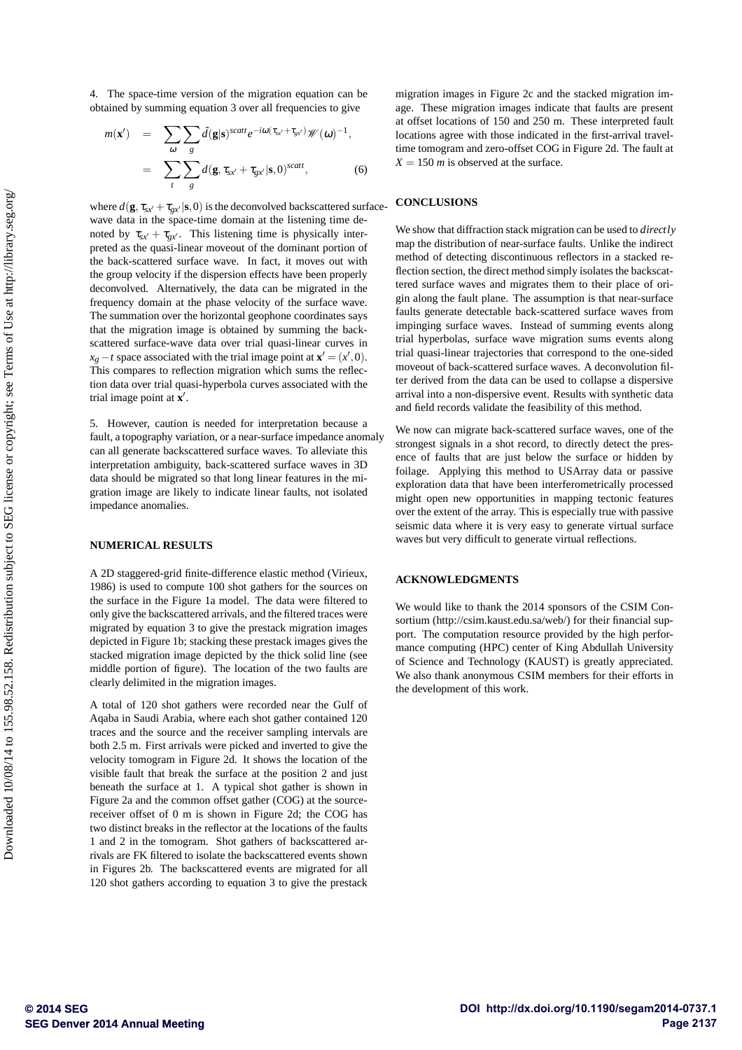4. The space-time version of the migration equation can be obtained by summing equation 3 over all frequencies to give

$$
\begin{aligned}
m(\mathbf{x}') &= \sum_{\omega}\sum_{g} \tilde{d}(\mathbf{g}|\mathbf{s})^{scatt} e^{-i\omega(\tau_{sx'}+\tau_{gx'})} \mathscr{W}(\omega)^{-1}, \\
&= \sum_{t}\sum_{g} d(\mathbf{g}, \tau_{sx'}+\tau_{gx'}|\mathbf{s},0)^{scatt}, \qquad (6)
\end{aligned}
$$

where $d(\mathbf{g}, \tau_{sx'}+\tau_{gx'}|\mathbf{s},0)$ is the deconvolved backscattered surface-wave data in the space-time domain at the listening time denoted by $\tau_{sx'}+\tau_{gx'}$. This listening time is physically interpreted as the quasi-linear moveout of the dominant portion of the back-scattered surface wave. In fact, it moves out with the group velocity if the dispersion effects have been properly deconvolved. Alternatively, the data can be migrated in the frequency domain at the phase velocity of the surface wave. The summation over the horizontal geophone coordinates says that the migration image is obtained by summing the backscattered surface-wave data over trial quasi-linear curves in $x_g - t$ space associated with the trial image point at $\mathbf{x}' = (x', 0)$. This compares to reflection migration which sums the reflection data over trial quasi-hyperbola curves associated with the trial image point at $\mathbf{x}'$.

5. However, caution is needed for interpretation because a fault, a topography variation, or a near-surface impedance anomaly can all generate backscattered surface waves. To alleviate this interpretation ambiguity, back-scattered surface waves in 3D data should be migrated so that long linear features in the migration image are likely to indicate linear faults, not isolated impedance anomalies.

## NUMERICAL RESULTS

A 2D staggered-grid finite-difference elastic method (Virieux, 1986) is used to compute 100 shot gathers for the sources on the surface in the Figure 1a model. The data were filtered to only give the backscattered arrivals, and the filtered traces were migrated by equation 3 to give the prestack migration images depicted in Figure 1b; stacking these prestack images gives the stacked migration image depicted by the thick solid line (see middle portion of figure). The location of the two faults are clearly delimited in the migration images.

A total of 120 shot gathers were recorded near the Gulf of Aqaba in Saudi Arabia, where each shot gather contained 120 traces and the source and the receiver sampling intervals are both 2.5 m. First arrivals were picked and inverted to give the velocity tomogram in Figure 2d. It shows the location of the visible fault that break the surface at the position 2 and just beneath the surface at 1. A typical shot gather is shown in Figure 2a and the common offset gather (COG) at the source-receiver offset of 0 m is shown in Figure 2d; the COG has two distinct breaks in the reflector at the locations of the faults 1 and 2 in the tomogram. Shot gathers of backscattered arrivals are FK filtered to isolate the backscattered events shown in Figures 2b. The backscattered events are migrated for all 120 shot gathers according to equation 3 to give the prestack migration images in Figure 2c and the stacked migration image. These migration images indicate that faults are present at offset locations of 150 and 250 m. These interpreted fault locations agree with those indicated in the first-arrival traveltime tomogram and zero-offset COG in Figure 2d. The fault at $X = 150$ *m* is observed at the surface.

## CONCLUSIONS

We show that diffraction stack migration can be used to *directly* map the distribution of near-surface faults. Unlike the indirect method of detecting discontinuous reflectors in a stacked reflection section, the direct method simply isolates the backscattered surface waves and migrates them to their place of origin along the fault plane. The assumption is that near-surface faults generate detectable back-scattered surface waves from impinging surface waves. Instead of summing events along trial hyperbolas, surface wave migration sums events along trial quasi-linear trajectories that correspond to the one-sided moveout of back-scattered surface waves. A deconvolution filter derived from the data can be used to collapse a dispersive arrival into a non-dispersive event. Results with synthetic data and field records validate the feasibility of this method.

We now can migrate back-scattered surface waves, one of the strongest signals in a shot record, to directly detect the presence of faults that are just below the surface or hidden by foilage. Applying this method to USArray data or passive exploration data that have been interferometrically processed might open new opportunities in mapping tectonic features over the extent of the array. This is especially true with passive seismic data where it is very easy to generate virtual surface waves but very difficult to generate virtual reflections.

## ACKNOWLEDGMENTS

We would like to thank the 2014 sponsors of the CSIM Consortium (http://csim.kaust.edu.sa/web/) for their financial support. The computation resource provided by the high performance computing (HPC) center of King Abdullah University of Science and Technology (KAUST) is greatly appreciated. We also thank anonymous CSIM members for their efforts in the development of this work.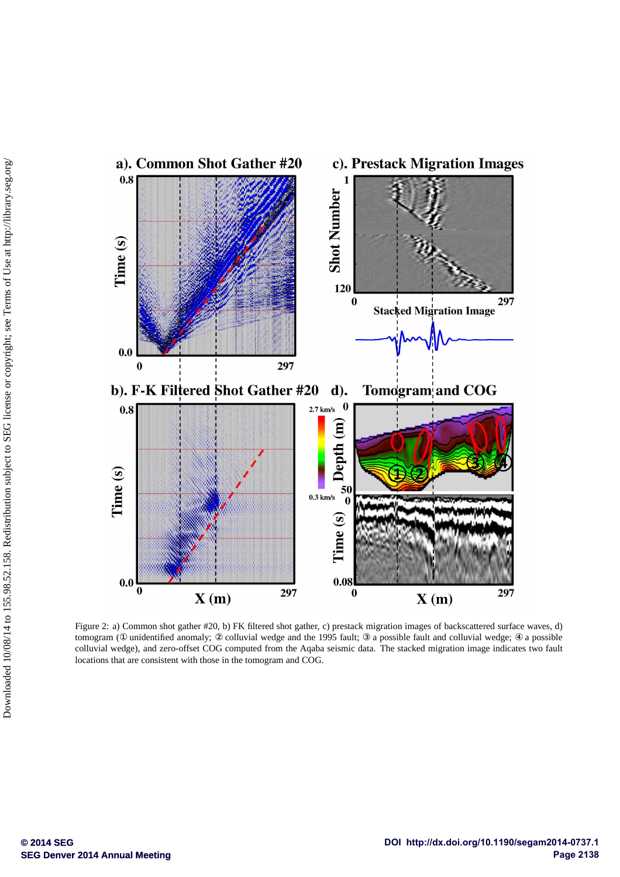Figure 2: a) Common shot gather #20, b) FK filtered shot gather, c) prestack migration images of backscattered surface waves, d) tomogram (① unidentified anomaly; ② colluvial wedge and the 1995 fault; ③ a possible fault and colluvial wedge; ④ a possible colluvial wedge), and zero-offset COG computed from the Aqaba seismic data. The stacked migration image indicates two fault locations that are consistent with those in the tomogram and COG.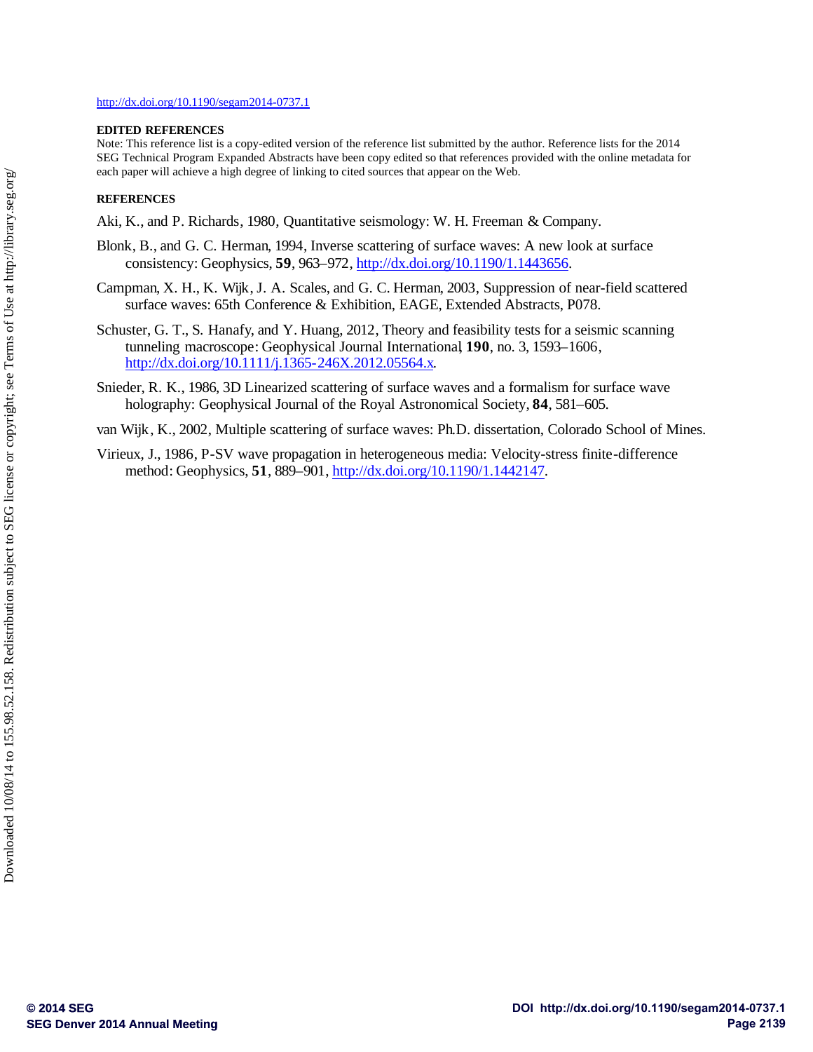http://dx.doi.org/10.1190/segam2014-0737.1

**EDITED REFERENCES**

Note: This reference list is a copy-edited version of the reference list submitted by the author. Reference lists for the 2014 SEG Technical Program Expanded Abstracts have been copy edited so that references provided with the online metadata for each paper will achieve a high degree of linking to cited sources that appear on the Web.

**REFERENCES**

Aki, K., and P. Richards, 1980, Quantitative seismology: W. H. Freeman & Company.

Blonk, B., and G. C. Herman, 1994, Inverse scattering of surface waves: A new look at surface consistency: Geophysics, **59**, 963–972, http://dx.doi.org/10.1190/1.1443656.

Campman, X. H., K. Wijk, J. A. Scales, and G. C. Herman, 2003, Suppression of near-field scattered surface waves: 65th Conference & Exhibition, EAGE, Extended Abstracts, P078.

Schuster, G. T., S. Hanafy, and Y. Huang, 2012, Theory and feasibility tests for a seismic scanning tunneling macroscope: Geophysical Journal International, **190**, no. 3, 1593–1606, http://dx.doi.org/10.1111/j.1365-246X.2012.05564.x.

Snieder, R. K., 1986, 3D Linearized scattering of surface waves and a formalism for surface wave holography: Geophysical Journal of the Royal Astronomical Society, **84**, 581–605.

van Wijk, K., 2002, Multiple scattering of surface waves: Ph.D. dissertation, Colorado School of Mines.

Virieux, J., 1986, P-SV wave propagation in heterogeneous media: Velocity-stress finite-difference method: Geophysics, **51**, 889–901, http://dx.doi.org/10.1190/1.1442147.